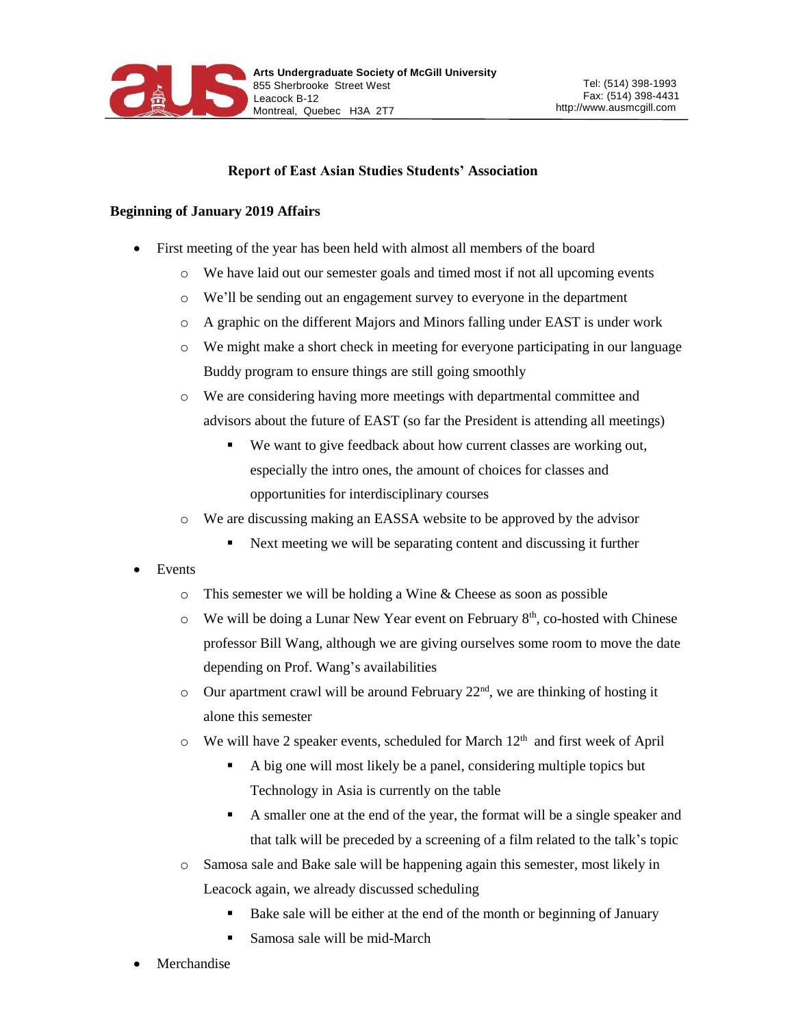Arts Undergraduate Society of McGill University
855 Sherbrooke Street West
Leacock B-12
Montreal, Quebec H3A 2T7

Tel: (514) 398-1993
Fax: (514) 398-4431
http://www.ausmcgill.com

# Report of East Asian Studies Students' Association

## Beginning of January 2019 Affairs

- First meeting of the year has been held with almost all members of the board
  - We have laid out our semester goals and timed most if not all upcoming events
  - We'll be sending out an engagement survey to everyone in the department
  - A graphic on the different Majors and Minors falling under EAST is under work
  - We might make a short check in meeting for everyone participating in our language Buddy program to ensure things are still going smoothly
  - We are considering having more meetings with departmental committee and advisors about the future of EAST (so far the President is attending all meetings)
    - We want to give feedback about how current classes are working out, especially the intro ones, the amount of choices for classes and opportunities for interdisciplinary courses
  - We are discussing making an EASSA website to be approved by the advisor
    - Next meeting we will be separating content and discussing it further
- Events
  - This semester we will be holding a Wine & Cheese as soon as possible
  - We will be doing a Lunar New Year event on February 8th, co-hosted with Chinese professor Bill Wang, although we are giving ourselves some room to move the date depending on Prof. Wang's availabilities
  - Our apartment crawl will be around February 22nd, we are thinking of hosting it alone this semester
  - We will have 2 speaker events, scheduled for March 12th and first week of April
    - A big one will most likely be a panel, considering multiple topics but Technology in Asia is currently on the table
    - A smaller one at the end of the year, the format will be a single speaker and that talk will be preceded by a screening of a film related to the talk's topic
  - Samosa sale and Bake sale will be happening again this semester, most likely in Leacock again, we already discussed scheduling
    - Bake sale will be either at the end of the month or beginning of January
    - Samosa sale will be mid-March
- Merchandise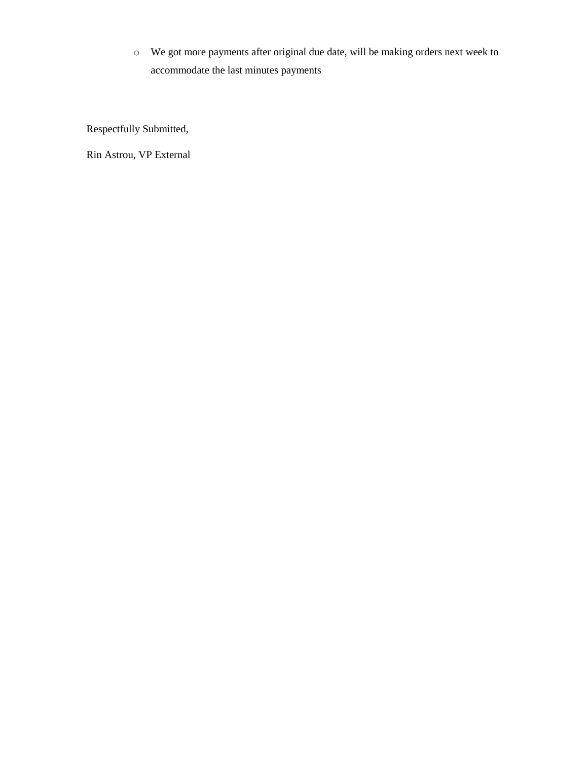- We got more payments after original due date, will be making orders next week to accommodate the last minutes payments

Respectfully Submitted,

Rin Astrou, VP External